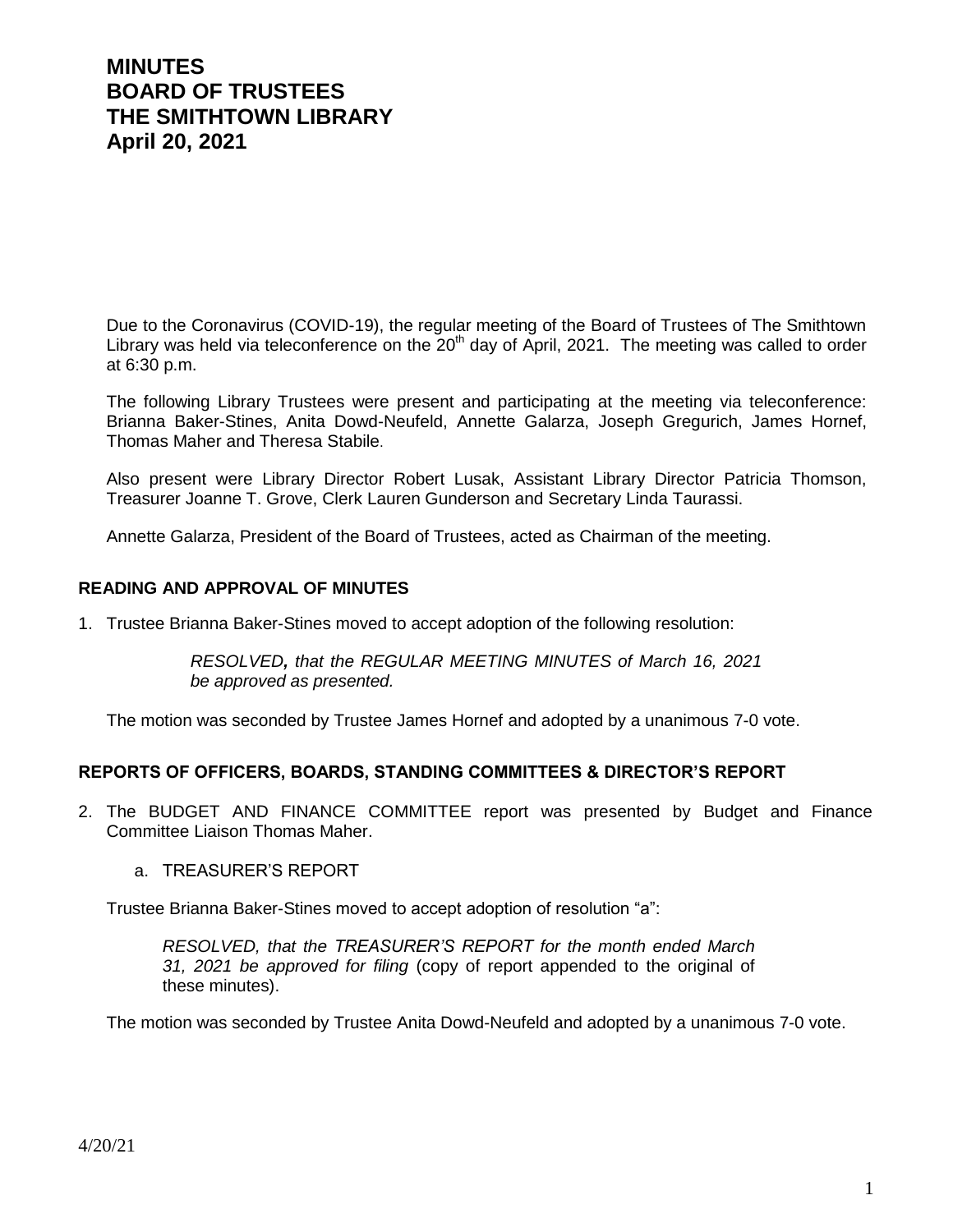# MINUTES
# BOARD OF TRUSTEES
# THE SMITHTOWN LIBRARY
# April 20, 2021

Due to the Coronavirus (COVID-19), the regular meeting of the Board of Trustees of The Smithtown Library was held via teleconference on the 20th day of April, 2021. The meeting was called to order at 6:30 p.m.

The following Library Trustees were present and participating at the meeting via teleconference: Brianna Baker-Stines, Anita Dowd-Neufeld, Annette Galarza, Joseph Gregurich, James Hornef, Thomas Maher and Theresa Stabile.

Also present were Library Director Robert Lusak, Assistant Library Director Patricia Thomson, Treasurer Joanne T. Grove, Clerk Lauren Gunderson and Secretary Linda Taurassi.

Annette Galarza, President of the Board of Trustees, acted as Chairman of the meeting.

## READING AND APPROVAL OF MINUTES

1. Trustee Brianna Baker-Stines moved to accept adoption of the following resolution:

   > *RESOLVED, that the REGULAR MEETING MINUTES of March 16, 2021 be approved as presented.*

   The motion was seconded by Trustee James Hornef and adopted by a unanimous 7-0 vote.

## REPORTS OF OFFICERS, BOARDS, STANDING COMMITTEES & DIRECTOR'S REPORT

2. The BUDGET AND FINANCE COMMITTEE report was presented by Budget and Finance Committee Liaison Thomas Maher.

   a. TREASURER'S REPORT

   Trustee Brianna Baker-Stines moved to accept adoption of resolution "a":

   > *RESOLVED, that the TREASURER'S REPORT for the month ended March 31, 2021 be approved for filing* (copy of report appended to the original of these minutes).

   The motion was seconded by Trustee Anita Dowd-Neufeld and adopted by a unanimous 7-0 vote.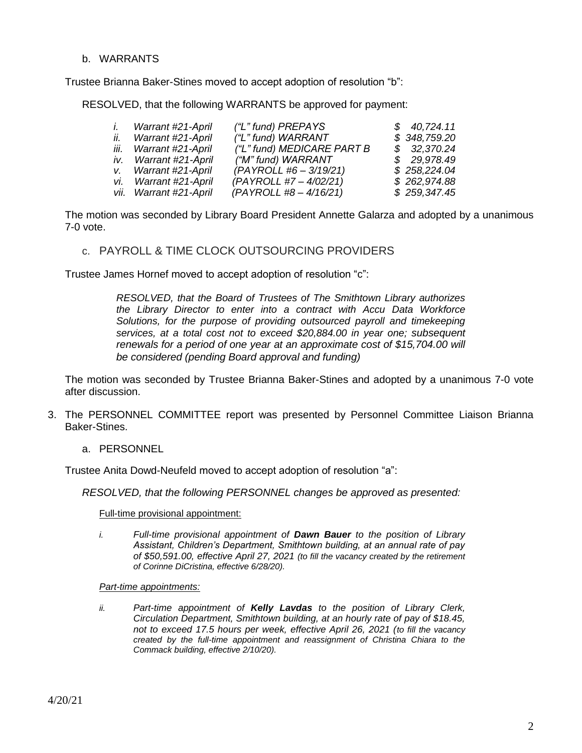b. WARRANTS

Trustee Brianna Baker-Stines moved to accept adoption of resolution "b":

RESOLVED, that the following WARRANTS be approved for payment:

| | | | |
|---|---|---|---|
| *i.* | *Warrant #21-April* | *("L" fund) PREPAYS* | *$ 40,724.11* |
| *ii.* | *Warrant #21-April* | *("L" fund) WARRANT* | *$ 348,759.20* |
| *iii.* | *Warrant #21-April* | *("L" fund) MEDICARE PART B* | *$ 32,370.24* |
| *iv.* | *Warrant #21-April* | *("M" fund) WARRANT* | *$ 29,978.49* |
| *v.* | *Warrant #21-April* | *(PAYROLL #6 – 3/19/21)* | *$ 258,224.04* |
| *vi.* | *Warrant #21-April* | *(PAYROLL #7 – 4/02/21)* | *$ 262,974.88* |
| *vii.* | *Warrant #21-April* | *(PAYROLL #8 – 4/16/21)* | *$ 259,347.45* |

The motion was seconded by Library Board President Annette Galarza and adopted by a unanimous 7-0 vote.

c. PAYROLL & TIME CLOCK OUTSOURCING PROVIDERS

Trustee James Hornef moved to accept adoption of resolution "c":

*RESOLVED, that the Board of Trustees of The Smithtown Library authorizes the Library Director to enter into a contract with Accu Data Workforce Solutions, for the purpose of providing outsourced payroll and timekeeping services, at a total cost not to exceed $20,884.00 in year one; subsequent renewals for a period of one year at an approximate cost of $15,704.00 will be considered (pending Board approval and funding)*

The motion was seconded by Trustee Brianna Baker-Stines and adopted by a unanimous 7-0 vote after discussion.

3. The PERSONNEL COMMITTEE report was presented by Personnel Committee Liaison Brianna Baker-Stines.

   a. PERSONNEL

Trustee Anita Dowd-Neufeld moved to accept adoption of resolution "a":

*RESOLVED, that the following PERSONNEL changes be approved as presented:*

Full-time provisional appointment:

*i. Full-time provisional appointment of **Dawn Bauer** to the position of Library Assistant, Children's Department, Smithtown building, at an annual rate of pay of $50,591.00, effective April 27, 2021 (to fill the vacancy created by the retirement of Corinne DiCristina, effective 6/28/20).*

*Part-time appointments:*

*ii. Part-time appointment of **Kelly Lavdas** to the position of Library Clerk, Circulation Department, Smithtown building, at an hourly rate of pay of $18.45, not to exceed 17.5 hours per week, effective April 26, 2021 (to fill the vacancy created by the full-time appointment and reassignment of Christina Chiara to the Commack building, effective 2/10/20).*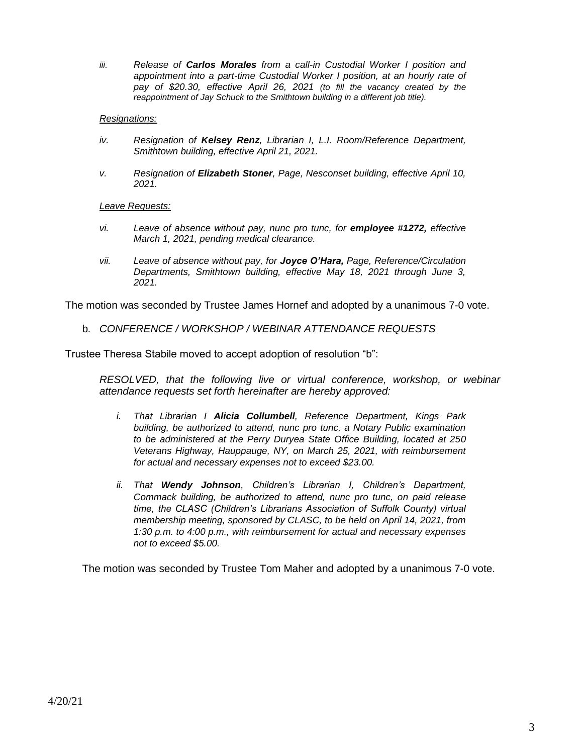*iii. Release of **Carlos Morales** from a call-in Custodial Worker I position and appointment into a part-time Custodial Worker I position, at an hourly rate of pay of $20.30, effective April 26, 2021 (to fill the vacancy created by the reappointment of Jay Schuck to the Smithtown building in a different job title).*

*Resignations:*

*iv. Resignation of **Kelsey Renz**, Librarian I, L.I. Room/Reference Department, Smithtown building, effective April 21, 2021.*

*v. Resignation of **Elizabeth Stoner**, Page, Nesconset building, effective April 10, 2021.*

*Leave Requests:*

*vi. Leave of absence without pay, nunc pro tunc, for **employee #1272,** effective March 1, 2021, pending medical clearance.*

*vii. Leave of absence without pay, for **Joyce O'Hara,** Page, Reference/Circulation Departments, Smithtown building, effective May 18, 2021 through June 3, 2021.*

The motion was seconded by Trustee James Hornef and adopted by a unanimous 7-0 vote.

b. *CONFERENCE / WORKSHOP / WEBINAR ATTENDANCE REQUESTS*

Trustee Theresa Stabile moved to accept adoption of resolution "b":

*RESOLVED, that the following live or virtual conference, workshop, or webinar attendance requests set forth hereinafter are hereby approved:*

*i. That Librarian I **Alicia Collumbell**, Reference Department, Kings Park building, be authorized to attend, nunc pro tunc, a Notary Public examination to be administered at the Perry Duryea State Office Building, located at 250 Veterans Highway, Hauppauge, NY, on March 25, 2021, with reimbursement for actual and necessary expenses not to exceed $23.00.*

*ii. That **Wendy Johnson**, Children's Librarian I, Children's Department, Commack building, be authorized to attend, nunc pro tunc, on paid release time, the CLASC (Children's Librarians Association of Suffolk County) virtual membership meeting, sponsored by CLASC, to be held on April 14, 2021, from 1:30 p.m. to 4:00 p.m., with reimbursement for actual and necessary expenses not to exceed $5.00.*

The motion was seconded by Trustee Tom Maher and adopted by a unanimous 7-0 vote.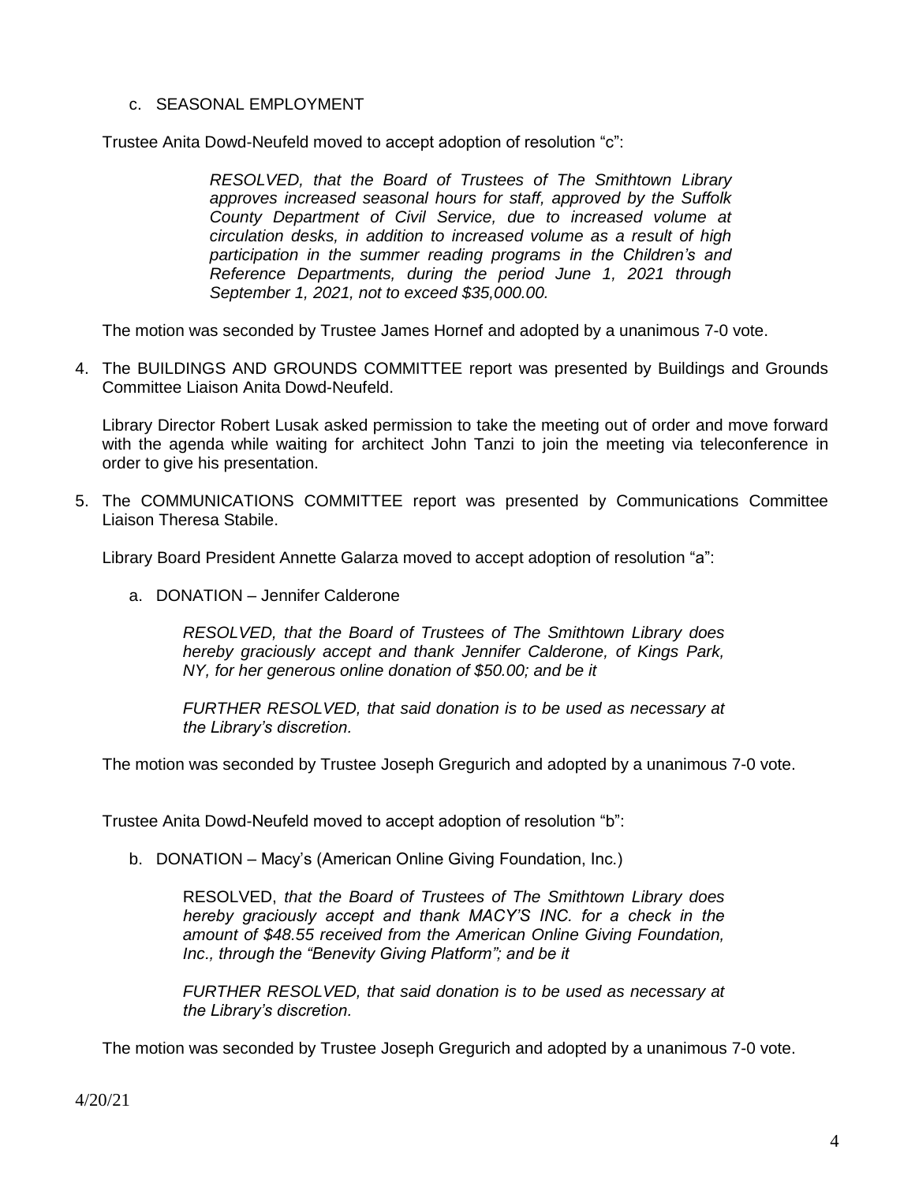c. SEASONAL EMPLOYMENT

Trustee Anita Dowd-Neufeld moved to accept adoption of resolution “c”:

> *RESOLVED, that the Board of Trustees of The Smithtown Library approves increased seasonal hours for staff, approved by the Suffolk County Department of Civil Service, due to increased volume at circulation desks, in addition to increased volume as a result of high participation in the summer reading programs in the Children’s and Reference Departments, during the period June 1, 2021 through September 1, 2021, not to exceed $35,000.00.*

The motion was seconded by Trustee James Hornef and adopted by a unanimous 7-0 vote.

4. The BUILDINGS AND GROUNDS COMMITTEE report was presented by Buildings and Grounds Committee Liaison Anita Dowd-Neufeld.

   Library Director Robert Lusak asked permission to take the meeting out of order and move forward with the agenda while waiting for architect John Tanzi to join the meeting via teleconference in order to give his presentation.

5. The COMMUNICATIONS COMMITTEE report was presented by Communications Committee Liaison Theresa Stabile.

   Library Board President Annette Galarza moved to accept adoption of resolution “a”:

   a. DONATION – Jennifer Calderone

   > *RESOLVED, that the Board of Trustees of The Smithtown Library does hereby graciously accept and thank Jennifer Calderone, of Kings Park, NY, for her generous online donation of $50.00; and be it*
   >
   > *FURTHER RESOLVED, that said donation is to be used as necessary at the Library’s discretion.*

   The motion was seconded by Trustee Joseph Gregurich and adopted by a unanimous 7-0 vote.

   Trustee Anita Dowd-Neufeld moved to accept adoption of resolution “b”:

   b. DONATION – Macy’s (American Online Giving Foundation, Inc.)

   > RESOLVED, *that the Board of Trustees of The Smithtown Library does hereby graciously accept and thank MACY’S INC. for a check in the amount of $48.55 received from the American Online Giving Foundation, Inc., through the “Benevity Giving Platform”; and be it*
   >
   > *FURTHER RESOLVED, that said donation is to be used as necessary at the Library’s discretion.*

   The motion was seconded by Trustee Joseph Gregurich and adopted by a unanimous 7-0 vote.

4/20/21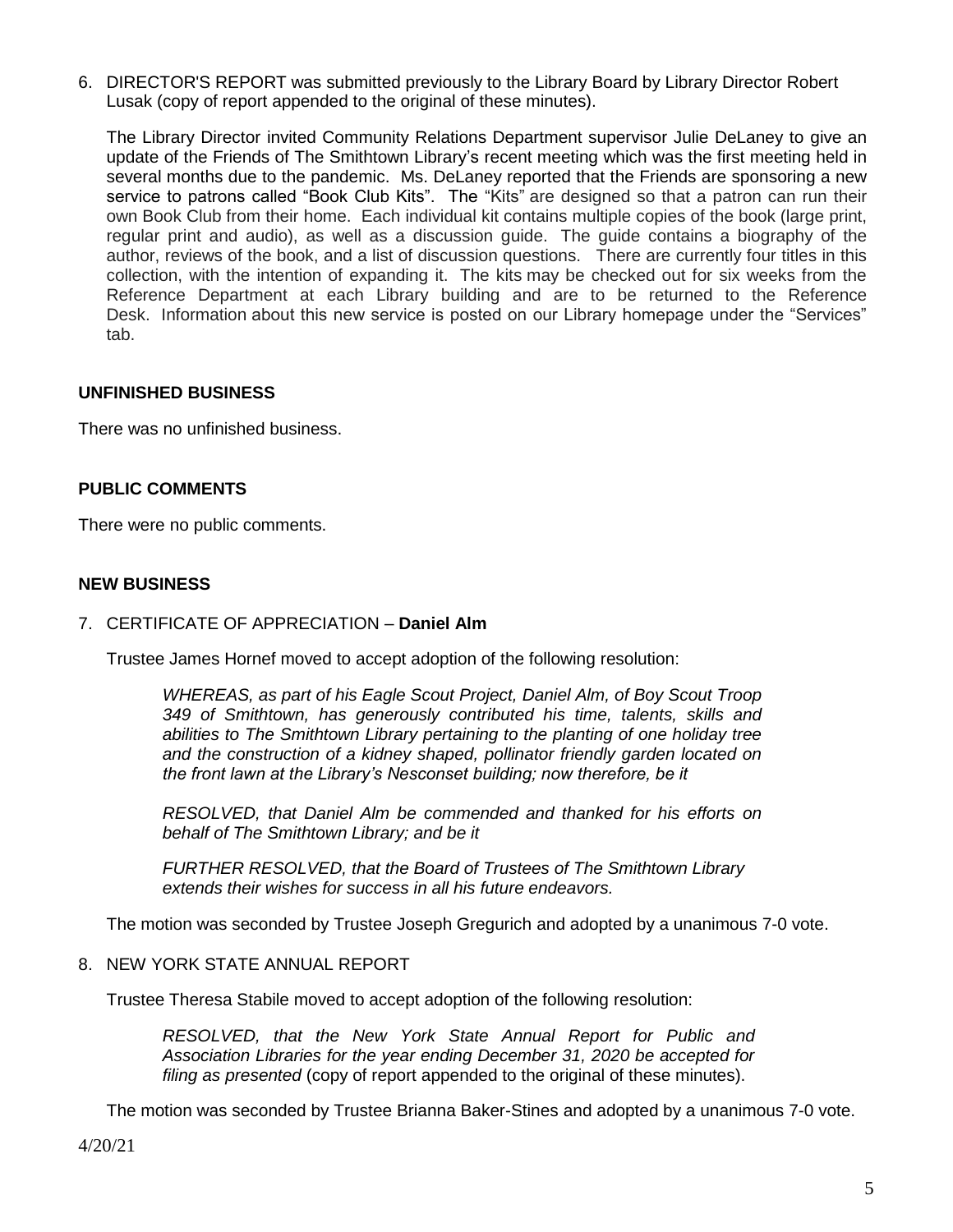6. DIRECTOR'S REPORT was submitted previously to the Library Board by Library Director Robert Lusak (copy of report appended to the original of these minutes).

   The Library Director invited Community Relations Department supervisor Julie DeLaney to give an update of the Friends of The Smithtown Library's recent meeting which was the first meeting held in several months due to the pandemic. Ms. DeLaney reported that the Friends are sponsoring a new service to patrons called "Book Club Kits". The "Kits" are designed so that a patron can run their own Book Club from their home. Each individual kit contains multiple copies of the book (large print, regular print and audio), as well as a discussion guide. The guide contains a biography of the author, reviews of the book, and a list of discussion questions. There are currently four titles in this collection, with the intention of expanding it. The kits may be checked out for six weeks from the Reference Department at each Library building and are to be returned to the Reference Desk. Information about this new service is posted on our Library homepage under the "Services" tab.

**UNFINISHED BUSINESS**

There was no unfinished business.

**PUBLIC COMMENTS**

There were no public comments.

**NEW BUSINESS**

7. CERTIFICATE OF APPRECIATION – **Daniel Alm**

   Trustee James Hornef moved to accept adoption of the following resolution:

   > *WHEREAS, as part of his Eagle Scout Project, Daniel Alm, of Boy Scout Troop 349 of Smithtown, has generously contributed his time, talents, skills and abilities to The Smithtown Library pertaining to the planting of one holiday tree and the construction of a kidney shaped, pollinator friendly garden located on the front lawn at the Library's Nesconset building; now therefore, be it*
   >
   > *RESOLVED, that Daniel Alm be commended and thanked for his efforts on behalf of The Smithtown Library; and be it*
   >
   > *FURTHER RESOLVED, that the Board of Trustees of The Smithtown Library extends their wishes for success in all his future endeavors.*

   The motion was seconded by Trustee Joseph Gregurich and adopted by a unanimous 7-0 vote.

8. NEW YORK STATE ANNUAL REPORT

   Trustee Theresa Stabile moved to accept adoption of the following resolution:

   > *RESOLVED, that the New York State Annual Report for Public and Association Libraries for the year ending December 31, 2020 be accepted for filing as presented* (copy of report appended to the original of these minutes).

   The motion was seconded by Trustee Brianna Baker-Stines and adopted by a unanimous 7-0 vote.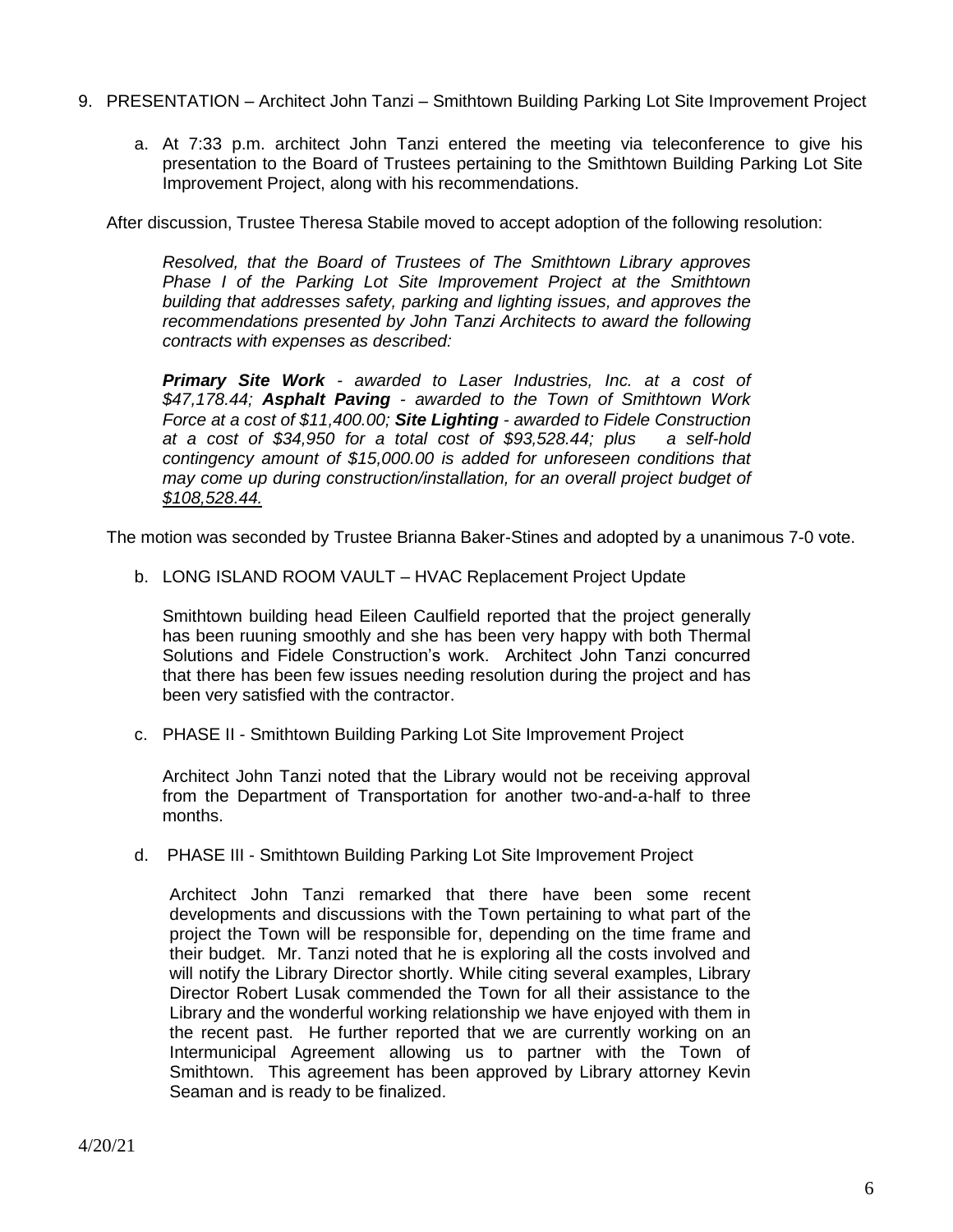9. PRESENTATION – Architect John Tanzi – Smithtown Building Parking Lot Site Improvement Project

   a. At 7:33 p.m. architect John Tanzi entered the meeting via teleconference to give his presentation to the Board of Trustees pertaining to the Smithtown Building Parking Lot Site Improvement Project, along with his recommendations.

After discussion, Trustee Theresa Stabile moved to accept adoption of the following resolution:

> *Resolved, that the Board of Trustees of The Smithtown Library approves Phase I of the Parking Lot Site Improvement Project at the Smithtown building that addresses safety, parking and lighting issues, and approves the recommendations presented by John Tanzi Architects to award the following contracts with expenses as described:*
>
> ***Primary Site Work** - awarded to Laser Industries, Inc. at a cost of $47,178.44; **Asphalt Paving** - awarded to the Town of Smithtown Work Force at a cost of $11,400.00; **Site Lighting** - awarded to Fidele Construction at a cost of $34,950 for a total cost of $93,528.44; plus a self-hold contingency amount of $15,000.00 is added for unforeseen conditions that may come up during construction/installation, for an overall project budget of <u>$108,528.44.</u>*

The motion was seconded by Trustee Brianna Baker-Stines and adopted by a unanimous 7-0 vote.

   b. LONG ISLAND ROOM VAULT – HVAC Replacement Project Update

   Smithtown building head Eileen Caulfield reported that the project generally has been ruuning smoothly and she has been very happy with both Thermal Solutions and Fidele Construction's work. Architect John Tanzi concurred that there has been few issues needing resolution during the project and has been very satisfied with the contractor.

   c. PHASE II - Smithtown Building Parking Lot Site Improvement Project

   Architect John Tanzi noted that the Library would not be receiving approval from the Department of Transportation for another two-and-a-half to three months.

   d. PHASE III - Smithtown Building Parking Lot Site Improvement Project

   Architect John Tanzi remarked that there have been some recent developments and discussions with the Town pertaining to what part of the project the Town will be responsible for, depending on the time frame and their budget. Mr. Tanzi noted that he is exploring all the costs involved and will notify the Library Director shortly. While citing several examples, Library Director Robert Lusak commended the Town for all their assistance to the Library and the wonderful working relationship we have enjoyed with them in the recent past. He further reported that we are currently working on an Intermunicipal Agreement allowing us to partner with the Town of Smithtown. This agreement has been approved by Library attorney Kevin Seaman and is ready to be finalized.

4/20/21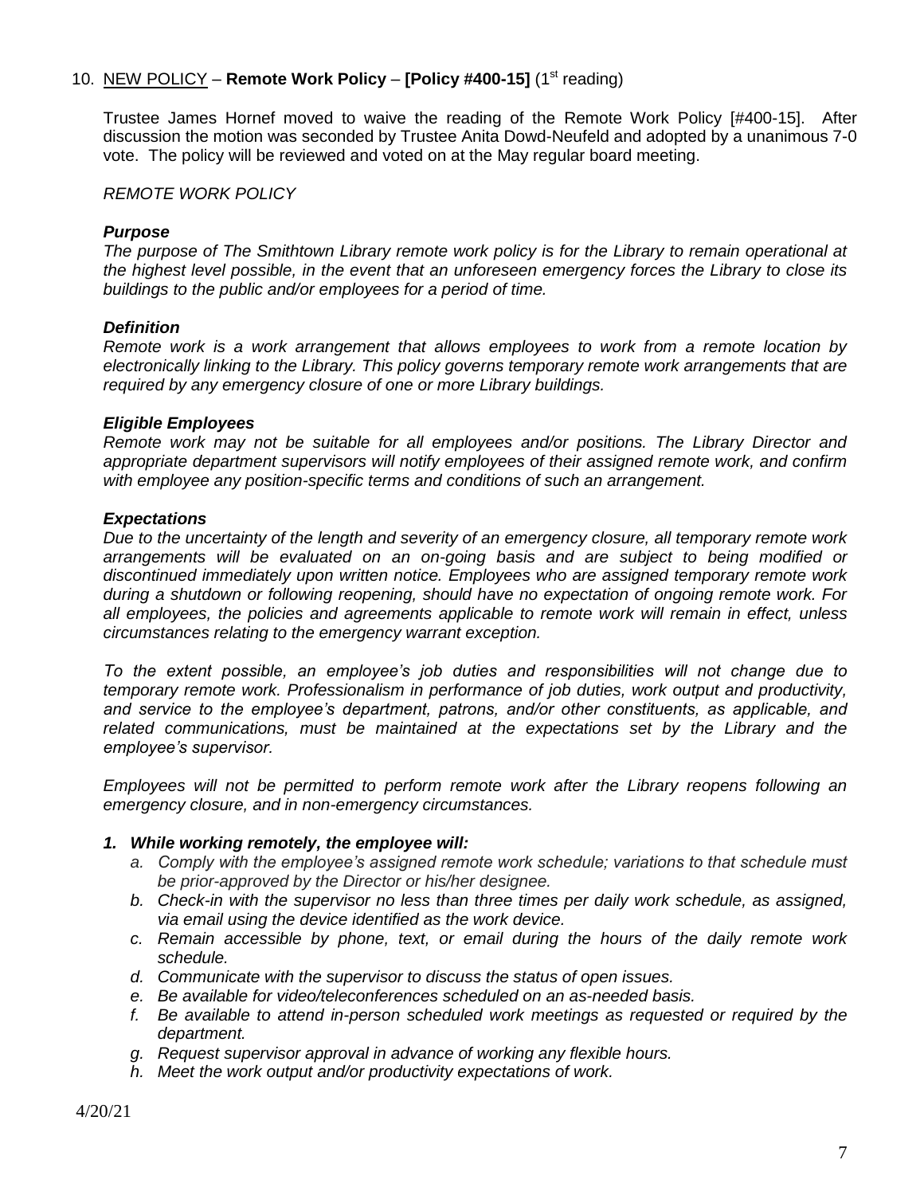10. <u>NEW POLICY</u> – **Remote Work Policy** – **[Policy #400-15]** (1st reading)

Trustee James Hornef moved to waive the reading of the Remote Work Policy [#400-15]. After discussion the motion was seconded by Trustee Anita Dowd-Neufeld and adopted by a unanimous 7-0 vote. The policy will be reviewed and voted on at the May regular board meeting.

*REMOTE WORK POLICY*

***Purpose***

*The purpose of The Smithtown Library remote work policy is for the Library to remain operational at the highest level possible, in the event that an unforeseen emergency forces the Library to close its buildings to the public and/or employees for a period of time.*

***Definition***

*Remote work is a work arrangement that allows employees to work from a remote location by electronically linking to the Library. This policy governs temporary remote work arrangements that are required by any emergency closure of one or more Library buildings.*

***Eligible Employees***

*Remote work may not be suitable for all employees and/or positions. The Library Director and appropriate department supervisors will notify employees of their assigned remote work, and confirm with employee any position-specific terms and conditions of such an arrangement.*

***Expectations***

*Due to the uncertainty of the length and severity of an emergency closure, all temporary remote work arrangements will be evaluated on an on-going basis and are subject to being modified or discontinued immediately upon written notice. Employees who are assigned temporary remote work during a shutdown or following reopening, should have no expectation of ongoing remote work. For all employees, the policies and agreements applicable to remote work will remain in effect, unless circumstances relating to the emergency warrant exception.*

*To the extent possible, an employee's job duties and responsibilities will not change due to temporary remote work. Professionalism in performance of job duties, work output and productivity, and service to the employee's department, patrons, and/or other constituents, as applicable, and related communications, must be maintained at the expectations set by the Library and the employee's supervisor.*

*Employees will not be permitted to perform remote work after the Library reopens following an emergency closure, and in non-emergency circumstances.*

***1. While working remotely, the employee will:***

*a. Comply with the employee's assigned remote work schedule; variations to that schedule must be prior-approved by the Director or his/her designee.*
*b. Check-in with the supervisor no less than three times per daily work schedule, as assigned, via email using the device identified as the work device.*
*c. Remain accessible by phone, text, or email during the hours of the daily remote work schedule.*
*d. Communicate with the supervisor to discuss the status of open issues.*
*e. Be available for video/teleconferences scheduled on an as-needed basis.*
*f. Be available to attend in-person scheduled work meetings as requested or required by the department.*
*g. Request supervisor approval in advance of working any flexible hours.*
*h. Meet the work output and/or productivity expectations of work.*

4/20/21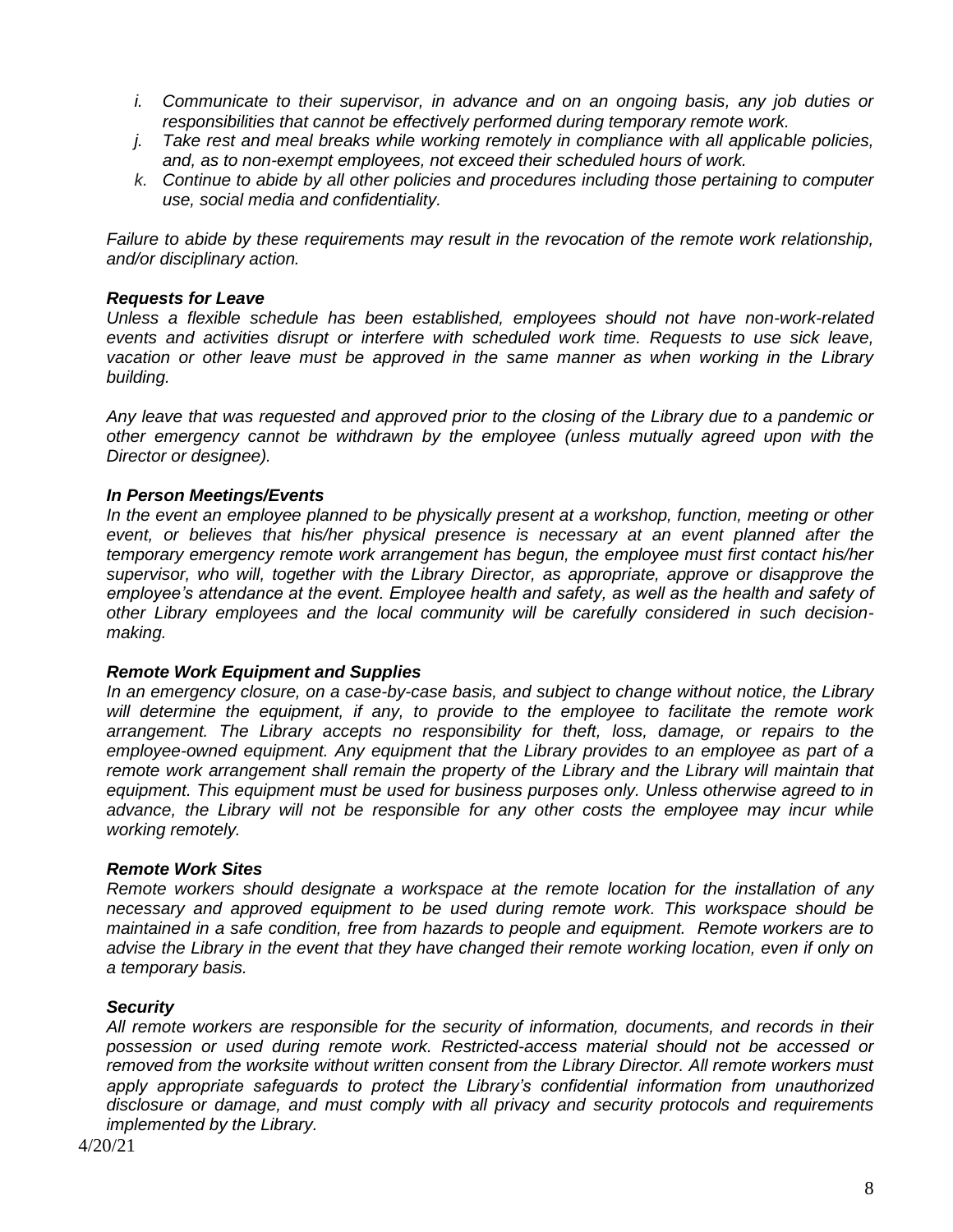- *i. Communicate to their supervisor, in advance and on an ongoing basis, any job duties or responsibilities that cannot be effectively performed during temporary remote work.*
- *j. Take rest and meal breaks while working remotely in compliance with all applicable policies, and, as to non-exempt employees, not exceed their scheduled hours of work.*
- *k. Continue to abide by all other policies and procedures including those pertaining to computer use, social media and confidentiality.*

*Failure to abide by these requirements may result in the revocation of the remote work relationship, and/or disciplinary action.*

***Requests for Leave***

*Unless a flexible schedule has been established, employees should not have non-work-related events and activities disrupt or interfere with scheduled work time. Requests to use sick leave, vacation or other leave must be approved in the same manner as when working in the Library building.*

*Any leave that was requested and approved prior to the closing of the Library due to a pandemic or other emergency cannot be withdrawn by the employee (unless mutually agreed upon with the Director or designee).*

***In Person Meetings/Events***

*In the event an employee planned to be physically present at a workshop, function, meeting or other event, or believes that his/her physical presence is necessary at an event planned after the temporary emergency remote work arrangement has begun, the employee must first contact his/her supervisor, who will, together with the Library Director, as appropriate, approve or disapprove the employee's attendance at the event. Employee health and safety, as well as the health and safety of other Library employees and the local community will be carefully considered in such decision-making.*

***Remote Work Equipment and Supplies***

*In an emergency closure, on a case-by-case basis, and subject to change without notice, the Library will determine the equipment, if any, to provide to the employee to facilitate the remote work arrangement. The Library accepts no responsibility for theft, loss, damage, or repairs to the employee-owned equipment. Any equipment that the Library provides to an employee as part of a remote work arrangement shall remain the property of the Library and the Library will maintain that equipment. This equipment must be used for business purposes only. Unless otherwise agreed to in advance, the Library will not be responsible for any other costs the employee may incur while working remotely.*

***Remote Work Sites***

*Remote workers should designate a workspace at the remote location for the installation of any necessary and approved equipment to be used during remote work. This workspace should be maintained in a safe condition, free from hazards to people and equipment. Remote workers are to advise the Library in the event that they have changed their remote working location, even if only on a temporary basis.*

***Security***

*All remote workers are responsible for the security of information, documents, and records in their possession or used during remote work. Restricted-access material should not be accessed or removed from the worksite without written consent from the Library Director. All remote workers must apply appropriate safeguards to protect the Library's confidential information from unauthorized disclosure or damage, and must comply with all privacy and security protocols and requirements implemented by the Library.*

4/20/21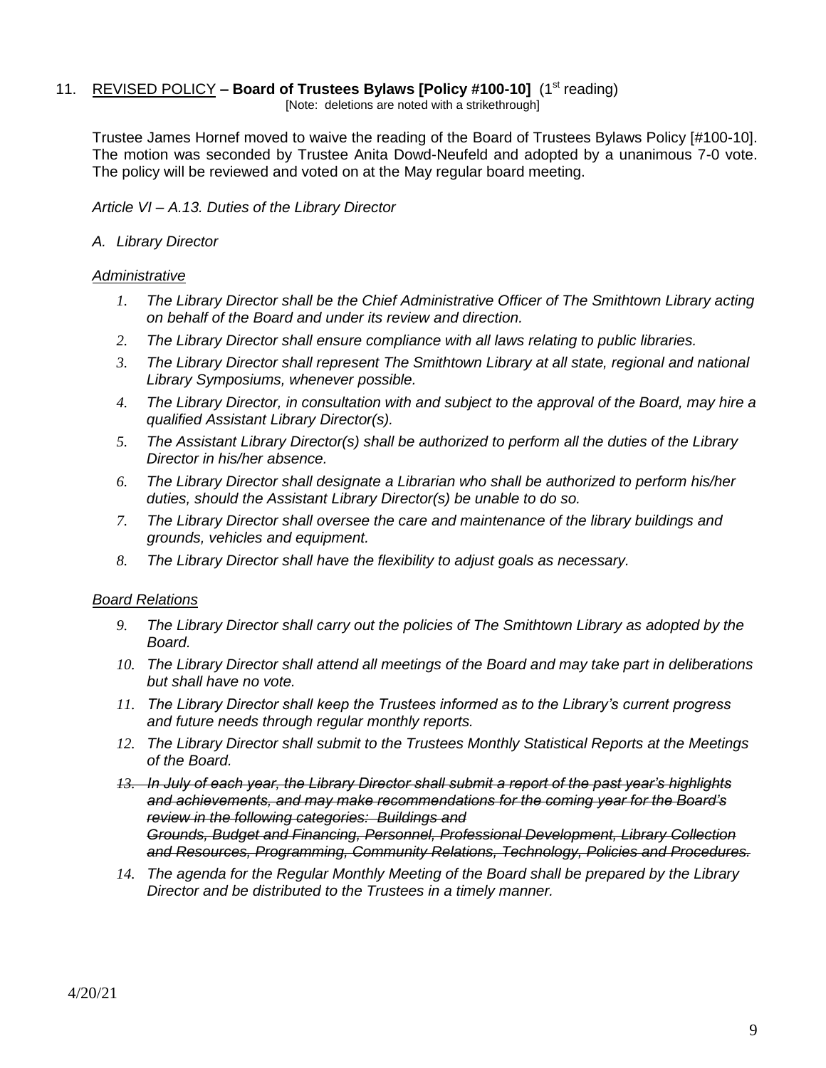11. <u>REVISED POLICY</u> **– Board of Trustees Bylaws [Policy #100-10]** (1st reading)

[Note: deletions are noted with a strikethrough]

Trustee James Hornef moved to waive the reading of the Board of Trustees Bylaws Policy [#100-10]. The motion was seconded by Trustee Anita Dowd-Neufeld and adopted by a unanimous 7-0 vote. The policy will be reviewed and voted on at the May regular board meeting.

*Article VI – A.13. Duties of the Library Director*

*A. Library Director*

*<u>Administrative</u>*

1. *The Library Director shall be the Chief Administrative Officer of The Smithtown Library acting on behalf of the Board and under its review and direction.*
2. *The Library Director shall ensure compliance with all laws relating to public libraries.*
3. *The Library Director shall represent The Smithtown Library at all state, regional and national Library Symposiums, whenever possible.*
4. *The Library Director, in consultation with and subject to the approval of the Board, may hire a qualified Assistant Library Director(s).*
5. *The Assistant Library Director(s) shall be authorized to perform all the duties of the Library Director in his/her absence.*
6. *The Library Director shall designate a Librarian who shall be authorized to perform his/her duties, should the Assistant Library Director(s) be unable to do so.*
7. *The Library Director shall oversee the care and maintenance of the library buildings and grounds, vehicles and equipment.*
8. *The Library Director shall have the flexibility to adjust goals as necessary.*

*<u>Board Relations</u>*

9. *The Library Director shall carry out the policies of The Smithtown Library as adopted by the Board.*
10. *The Library Director shall attend all meetings of the Board and may take part in deliberations but shall have no vote.*
11. *The Library Director shall keep the Trustees informed as to the Library's current progress and future needs through regular monthly reports.*
12. *The Library Director shall submit to the Trustees Monthly Statistical Reports at the Meetings of the Board.*
13. ~~*In July of each year, the Library Director shall submit a report of the past year's highlights and achievements, and may make recommendations for the coming year for the Board's review in the following categories: Buildings and Grounds, Budget and Financing, Personnel, Professional Development, Library Collection and Resources, Programming, Community Relations, Technology, Policies and Procedures.*~~
14. *The agenda for the Regular Monthly Meeting of the Board shall be prepared by the Library Director and be distributed to the Trustees in a timely manner.*

4/20/21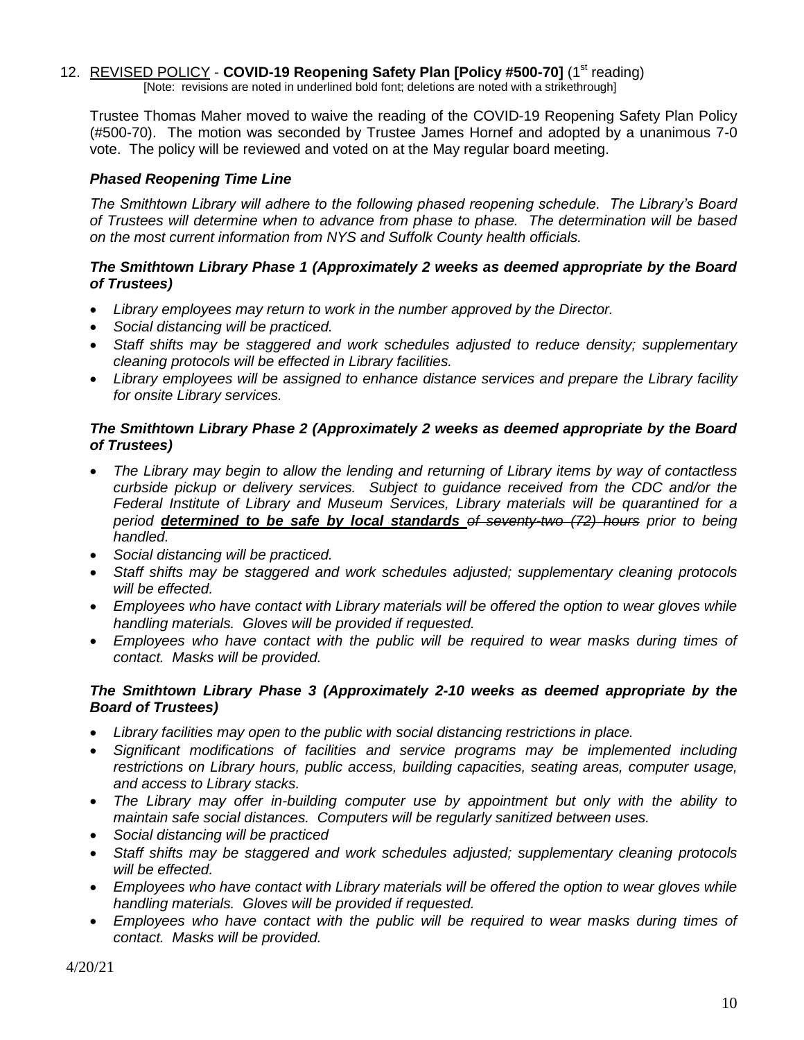12. <u>REVISED POLICY</u> - **COVID-19 Reopening Safety Plan [Policy #500-70]** (1st reading)

[Note: revisions are noted in underlined bold font; deletions are noted with a strikethrough]

Trustee Thomas Maher moved to waive the reading of the COVID-19 Reopening Safety Plan Policy (#500-70). The motion was seconded by Trustee James Hornef and adopted by a unanimous 7-0 vote. The policy will be reviewed and voted on at the May regular board meeting.

***Phased Reopening Time Line***

*The Smithtown Library will adhere to the following phased reopening schedule. The Library's Board of Trustees will determine when to advance from phase to phase. The determination will be based on the most current information from NYS and Suffolk County health officials.*

***The Smithtown Library Phase 1 (Approximately 2 weeks as deemed appropriate by the Board of Trustees)***

- *Library employees may return to work in the number approved by the Director.*
- *Social distancing will be practiced.*
- *Staff shifts may be staggered and work schedules adjusted to reduce density; supplementary cleaning protocols will be effected in Library facilities.*
- *Library employees will be assigned to enhance distance services and prepare the Library facility for onsite Library services.*

***The Smithtown Library Phase 2 (Approximately 2 weeks as deemed appropriate by the Board of Trustees)***

- *The Library may begin to allow the lending and returning of Library items by way of contactless curbside pickup or delivery services. Subject to guidance received from the CDC and/or the Federal Institute of Library and Museum Services, Library materials will be quarantined for a period* ***<u>determined to be safe by local standards</u>*** *~~of seventy-two (72) hours~~ prior to being handled.*
- *Social distancing will be practiced.*
- *Staff shifts may be staggered and work schedules adjusted; supplementary cleaning protocols will be effected.*
- *Employees who have contact with Library materials will be offered the option to wear gloves while handling materials. Gloves will be provided if requested.*
- *Employees who have contact with the public will be required to wear masks during times of contact. Masks will be provided.*

***The Smithtown Library Phase 3 (Approximately 2-10 weeks as deemed appropriate by the Board of Trustees)***

- *Library facilities may open to the public with social distancing restrictions in place.*
- *Significant modifications of facilities and service programs may be implemented including restrictions on Library hours, public access, building capacities, seating areas, computer usage, and access to Library stacks.*
- *The Library may offer in-building computer use by appointment but only with the ability to maintain safe social distances. Computers will be regularly sanitized between uses.*
- *Social distancing will be practiced*
- *Staff shifts may be staggered and work schedules adjusted; supplementary cleaning protocols will be effected.*
- *Employees who have contact with Library materials will be offered the option to wear gloves while handling materials. Gloves will be provided if requested.*
- *Employees who have contact with the public will be required to wear masks during times of contact. Masks will be provided.*

4/20/21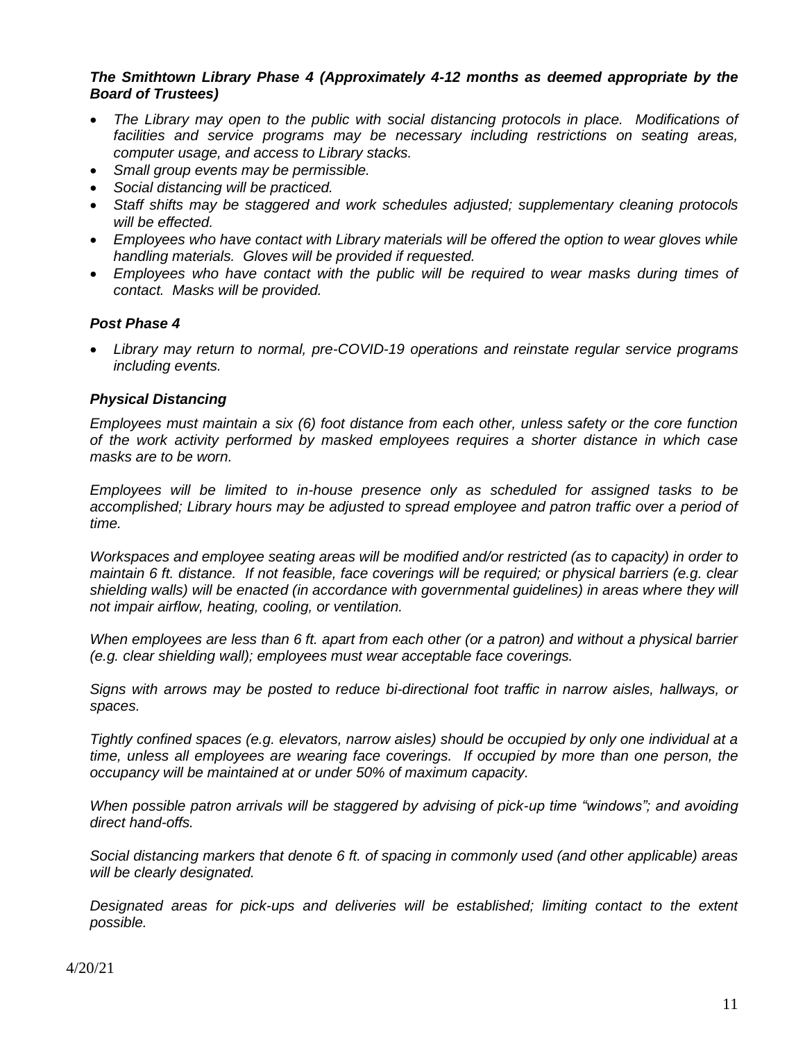***The Smithtown Library Phase 4 (Approximately 4-12 months as deemed appropriate by the Board of Trustees)***

- *The Library may open to the public with social distancing protocols in place. Modifications of facilities and service programs may be necessary including restrictions on seating areas, computer usage, and access to Library stacks.*
- *Small group events may be permissible.*
- *Social distancing will be practiced.*
- *Staff shifts may be staggered and work schedules adjusted; supplementary cleaning protocols will be effected.*
- *Employees who have contact with Library materials will be offered the option to wear gloves while handling materials. Gloves will be provided if requested.*
- *Employees who have contact with the public will be required to wear masks during times of contact. Masks will be provided.*

***Post Phase 4***

- *Library may return to normal, pre-COVID-19 operations and reinstate regular service programs including events.*

***Physical Distancing***

*Employees must maintain a six (6) foot distance from each other, unless safety or the core function of the work activity performed by masked employees requires a shorter distance in which case masks are to be worn.*

*Employees will be limited to in-house presence only as scheduled for assigned tasks to be accomplished; Library hours may be adjusted to spread employee and patron traffic over a period of time.*

*Workspaces and employee seating areas will be modified and/or restricted (as to capacity) in order to maintain 6 ft. distance. If not feasible, face coverings will be required; or physical barriers (e.g. clear shielding walls) will be enacted (in accordance with governmental guidelines) in areas where they will not impair airflow, heating, cooling, or ventilation.*

*When employees are less than 6 ft. apart from each other (or a patron) and without a physical barrier (e.g. clear shielding wall); employees must wear acceptable face coverings.*

*Signs with arrows may be posted to reduce bi-directional foot traffic in narrow aisles, hallways, or spaces.*

*Tightly confined spaces (e.g. elevators, narrow aisles) should be occupied by only one individual at a time, unless all employees are wearing face coverings. If occupied by more than one person, the occupancy will be maintained at or under 50% of maximum capacity.*

*When possible patron arrivals will be staggered by advising of pick-up time "windows"; and avoiding direct hand-offs.*

*Social distancing markers that denote 6 ft. of spacing in commonly used (and other applicable) areas will be clearly designated.*

*Designated areas for pick-ups and deliveries will be established; limiting contact to the extent possible.*

4/20/21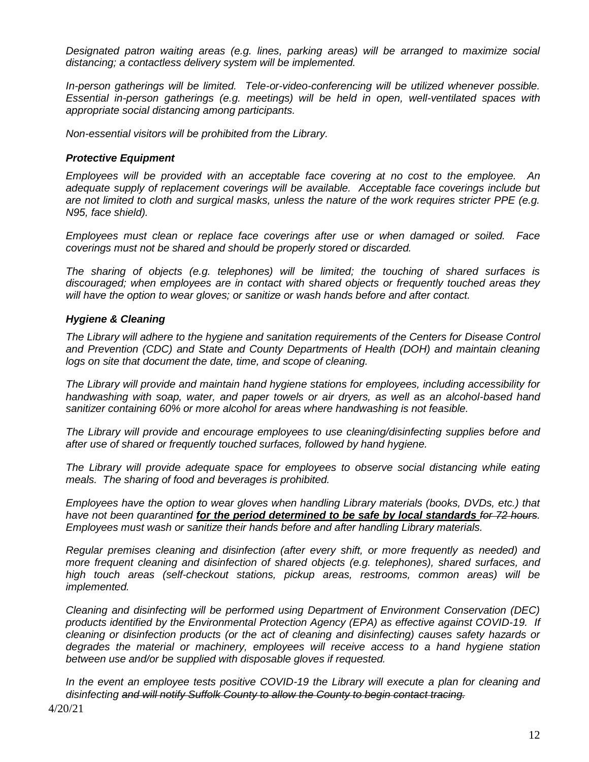*Designated patron waiting areas (e.g. lines, parking areas) will be arranged to maximize social distancing; a contactless delivery system will be implemented.*

*In-person gatherings will be limited. Tele-or-video-conferencing will be utilized whenever possible. Essential in-person gatherings (e.g. meetings) will be held in open, well-ventilated spaces with appropriate social distancing among participants.*

*Non-essential visitors will be prohibited from the Library.*

### *Protective Equipment*

*Employees will be provided with an acceptable face covering at no cost to the employee. An adequate supply of replacement coverings will be available. Acceptable face coverings include but are not limited to cloth and surgical masks, unless the nature of the work requires stricter PPE (e.g. N95, face shield).*

*Employees must clean or replace face coverings after use or when damaged or soiled. Face coverings must not be shared and should be properly stored or discarded.*

*The sharing of objects (e.g. telephones) will be limited; the touching of shared surfaces is discouraged; when employees are in contact with shared objects or frequently touched areas they will have the option to wear gloves; or sanitize or wash hands before and after contact.*

### *Hygiene & Cleaning*

*The Library will adhere to the hygiene and sanitation requirements of the Centers for Disease Control and Prevention (CDC) and State and County Departments of Health (DOH) and maintain cleaning logs on site that document the date, time, and scope of cleaning.*

*The Library will provide and maintain hand hygiene stations for employees, including accessibility for handwashing with soap, water, and paper towels or air dryers, as well as an alcohol-based hand sanitizer containing 60% or more alcohol for areas where handwashing is not feasible.*

*The Library will provide and encourage employees to use cleaning/disinfecting supplies before and after use of shared or frequently touched surfaces, followed by hand hygiene.*

*The Library will provide adequate space for employees to observe social distancing while eating meals. The sharing of food and beverages is prohibited.*

*Employees have the option to wear gloves when handling Library materials (books, DVDs, etc.) that have not been quarantined* ***<u>for the period determined to be safe by local standards</u>*** *~~for 72 hours~~. Employees must wash or sanitize their hands before and after handling Library materials.*

*Regular premises cleaning and disinfection (after every shift, or more frequently as needed) and more frequent cleaning and disinfection of shared objects (e.g. telephones), shared surfaces, and high touch areas (self-checkout stations, pickup areas, restrooms, common areas) will be implemented.*

*Cleaning and disinfecting will be performed using Department of Environment Conservation (DEC) products identified by the Environmental Protection Agency (EPA) as effective against COVID-19. If cleaning or disinfection products (or the act of cleaning and disinfecting) causes safety hazards or degrades the material or machinery, employees will receive access to a hand hygiene station between use and/or be supplied with disposable gloves if requested.*

*In the event an employee tests positive COVID-19 the Library will execute a plan for cleaning and disinfecting ~~and will notify Suffolk County to allow the County to begin contact tracing.~~*

4/20/21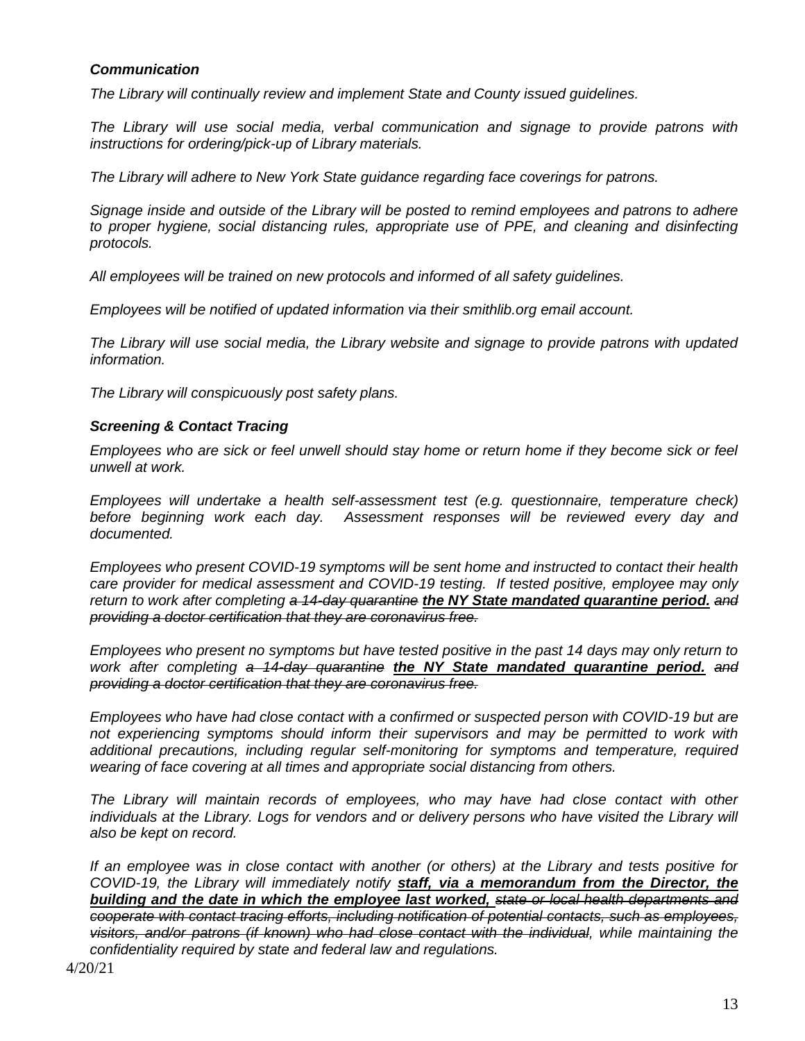***Communication***

*The Library will continually review and implement State and County issued guidelines.*

*The Library will use social media, verbal communication and signage to provide patrons with instructions for ordering/pick-up of Library materials.*

*The Library will adhere to New York State guidance regarding face coverings for patrons.*

*Signage inside and outside of the Library will be posted to remind employees and patrons to adhere to proper hygiene, social distancing rules, appropriate use of PPE, and cleaning and disinfecting protocols.*

*All employees will be trained on new protocols and informed of all safety guidelines.*

*Employees will be notified of updated information via their smithlib.org email account.*

*The Library will use social media, the Library website and signage to provide patrons with updated information.*

*The Library will conspicuously post safety plans.*

***Screening & Contact Tracing***

*Employees who are sick or feel unwell should stay home or return home if they become sick or feel unwell at work.*

*Employees will undertake a health self-assessment test (e.g. questionnaire, temperature check) before beginning work each day. Assessment responses will be reviewed every day and documented.*

*Employees who present COVID-19 symptoms will be sent home and instructed to contact their health care provider for medical assessment and COVID-19 testing. If tested positive, employee may only return to work after completing ~~a 14-day quarantine~~ **<u>the NY State mandated quarantine period.</u>** ~~and providing a doctor certification that they are coronavirus free.~~*

*Employees who present no symptoms but have tested positive in the past 14 days may only return to work after completing ~~a 14-day quarantine~~ **<u>the NY State mandated quarantine period.</u>** ~~and providing a doctor certification that they are coronavirus free.~~*

*Employees who have had close contact with a confirmed or suspected person with COVID-19 but are not experiencing symptoms should inform their supervisors and may be permitted to work with additional precautions, including regular self-monitoring for symptoms and temperature, required wearing of face covering at all times and appropriate social distancing from others.*

*The Library will maintain records of employees, who may have had close contact with other individuals at the Library. Logs for vendors and or delivery persons who have visited the Library will also be kept on record.*

*If an employee was in close contact with another (or others) at the Library and tests positive for COVID-19, the Library will immediately notify **<u>staff, via a memorandum from the Director, the building and the date in which the employee last worked,</u>** ~~state or local health departments and cooperate with contact tracing efforts, including notification of potential contacts, such as employees, visitors, and/or patrons (if known) who had close contact with the individual~~, while maintaining the confidentiality required by state and federal law and regulations.*

4/20/21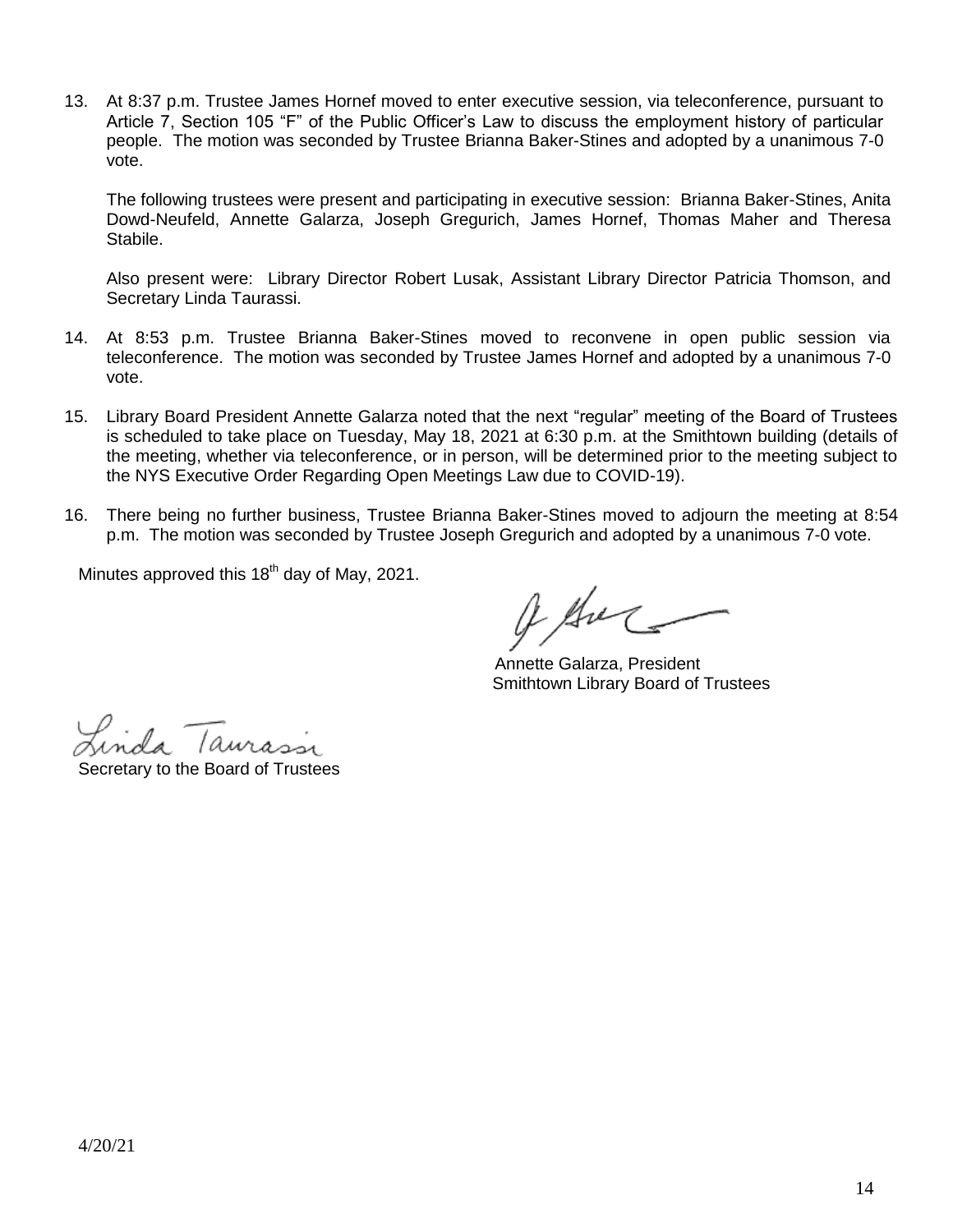13. At 8:37 p.m. Trustee James Hornef moved to enter executive session, via teleconference, pursuant to Article 7, Section 105 "F" of the Public Officer's Law to discuss the employment history of particular people. The motion was seconded by Trustee Brianna Baker-Stines and adopted by a unanimous 7-0 vote.

    The following trustees were present and participating in executive session: Brianna Baker-Stines, Anita Dowd-Neufeld, Annette Galarza, Joseph Gregurich, James Hornef, Thomas Maher and Theresa Stabile.

    Also present were: Library Director Robert Lusak, Assistant Library Director Patricia Thomson, and Secretary Linda Taurassi.

14. At 8:53 p.m. Trustee Brianna Baker-Stines moved to reconvene in open public session via teleconference. The motion was seconded by Trustee James Hornef and adopted by a unanimous 7-0 vote.

15. Library Board President Annette Galarza noted that the next "regular" meeting of the Board of Trustees is scheduled to take place on Tuesday, May 18, 2021 at 6:30 p.m. at the Smithtown building (details of the meeting, whether via teleconference, or in person, will be determined prior to the meeting subject to the NYS Executive Order Regarding Open Meetings Law due to COVID-19).

16. There being no further business, Trustee Brianna Baker-Stines moved to adjourn the meeting at 8:54 p.m. The motion was seconded by Trustee Joseph Gregurich and adopted by a unanimous 7-0 vote.

Minutes approved this 18th day of May, 2021.

Annette Galarza, President
Smithtown Library Board of Trustees

Linda Taurassi
Secretary to the Board of Trustees

4/20/21